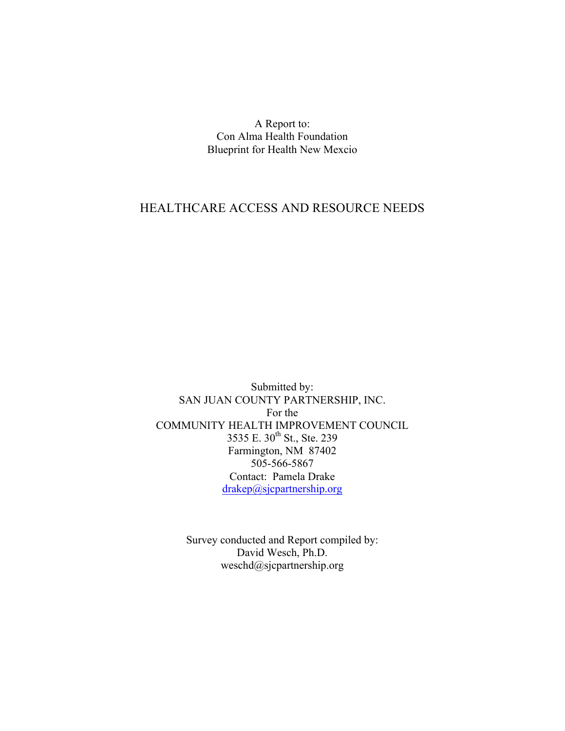A Report to:
Con Alma Health Foundation
Blueprint for Health New Mexcio

# HEALTHCARE ACCESS AND RESOURCE NEEDS

Submitted by:
SAN JUAN COUNTY PARTNERSHIP, INC.
For the
COMMUNITY HEALTH IMPROVEMENT COUNCIL
3535 E. 30th St., Ste. 239
Farmington, NM 87402
505-566-5867
Contact: Pamela Drake
drakep@sjcpartnership.org

Survey conducted and Report compiled by:
David Wesch, Ph.D.
weschd@sjcpartnership.org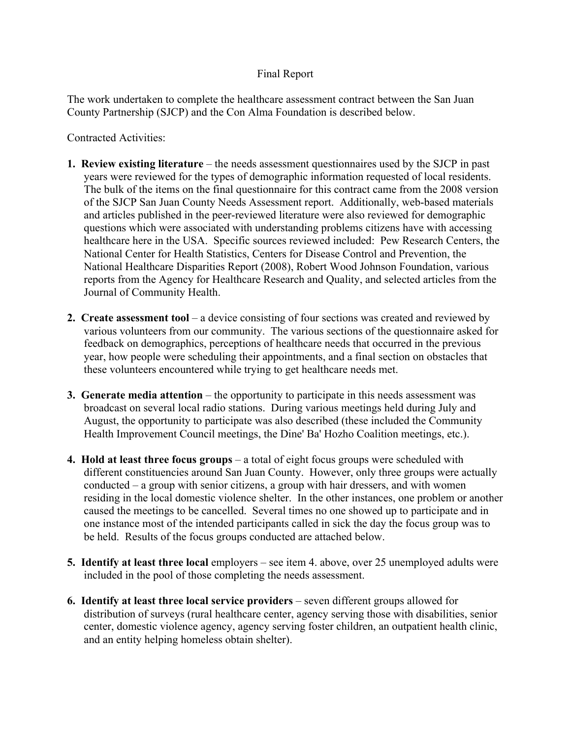Final Report

The work undertaken to complete the healthcare assessment contract between the San Juan County Partnership (SJCP) and the Con Alma Foundation is described below.

Contracted Activities:

1. **Review existing literature** – the needs assessment questionnaires used by the SJCP in past years were reviewed for the types of demographic information requested of local residents. The bulk of the items on the final questionnaire for this contract came from the 2008 version of the SJCP San Juan County Needs Assessment report. Additionally, web-based materials and articles published in the peer-reviewed literature were also reviewed for demographic questions which were associated with understanding problems citizens have with accessing healthcare here in the USA. Specific sources reviewed included: Pew Research Centers, the National Center for Health Statistics, Centers for Disease Control and Prevention, the National Healthcare Disparities Report (2008), Robert Wood Johnson Foundation, various reports from the Agency for Healthcare Research and Quality, and selected articles from the Journal of Community Health.

2. **Create assessment tool** – a device consisting of four sections was created and reviewed by various volunteers from our community. The various sections of the questionnaire asked for feedback on demographics, perceptions of healthcare needs that occurred in the previous year, how people were scheduling their appointments, and a final section on obstacles that these volunteers encountered while trying to get healthcare needs met.

3. **Generate media attention** – the opportunity to participate in this needs assessment was broadcast on several local radio stations. During various meetings held during July and August, the opportunity to participate was also described (these included the Community Health Improvement Council meetings, the Dine' Ba' Hozho Coalition meetings, etc.).

4. **Hold at least three focus groups** – a total of eight focus groups were scheduled with different constituencies around San Juan County. However, only three groups were actually conducted – a group with senior citizens, a group with hair dressers, and with women residing in the local domestic violence shelter. In the other instances, one problem or another caused the meetings to be cancelled. Several times no one showed up to participate and in one instance most of the intended participants called in sick the day the focus group was to be held. Results of the focus groups conducted are attached below.

5. **Identify at least three local** employers – see item 4. above, over 25 unemployed adults were included in the pool of those completing the needs assessment.

6. **Identify at least three local service providers** – seven different groups allowed for distribution of surveys (rural healthcare center, agency serving those with disabilities, senior center, domestic violence agency, agency serving foster children, an outpatient health clinic, and an entity helping homeless obtain shelter).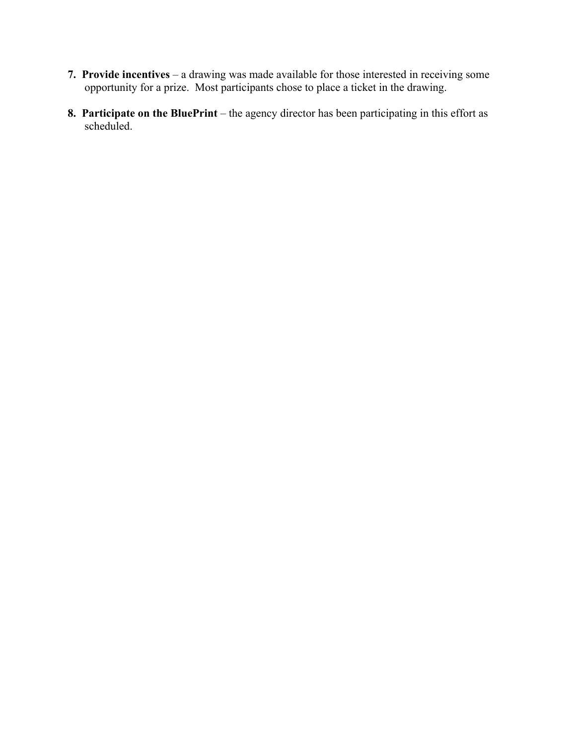7. **Provide incentives** – a drawing was made available for those interested in receiving some opportunity for a prize. Most participants chose to place a ticket in the drawing.

8. **Participate on the BluePrint** – the agency director has been participating in this effort as scheduled.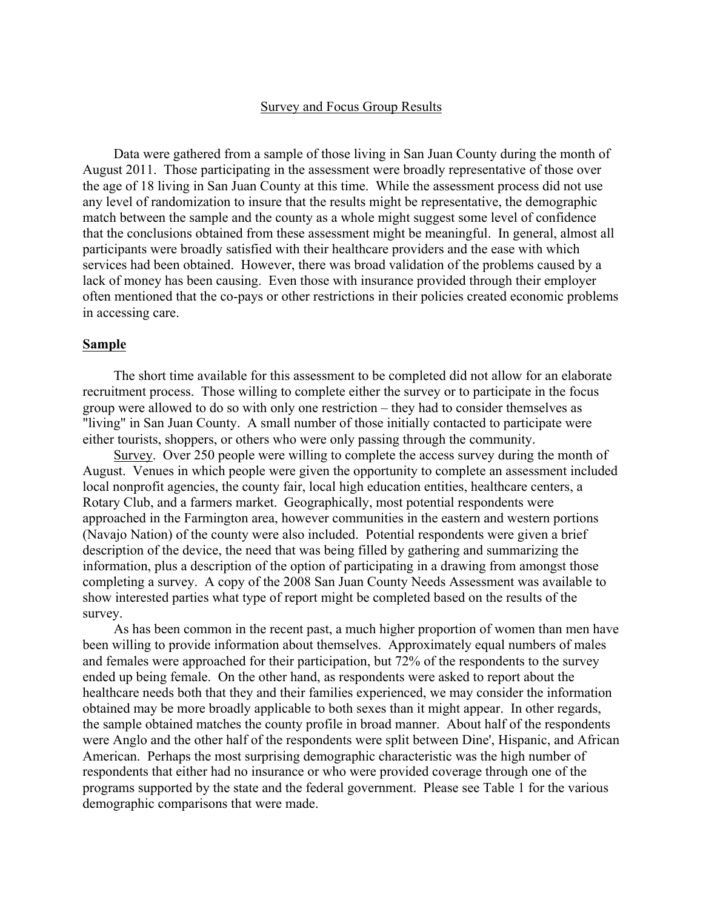## Survey and Focus Group Results

Data were gathered from a sample of those living in San Juan County during the month of August 2011. Those participating in the assessment were broadly representative of those over the age of 18 living in San Juan County at this time. While the assessment process did not use any level of randomization to insure that the results might be representative, the demographic match between the sample and the county as a whole might suggest some level of confidence that the conclusions obtained from these assessment might be meaningful. In general, almost all participants were broadly satisfied with their healthcare providers and the ease with which services had been obtained. However, there was broad validation of the problems caused by a lack of money has been causing. Even those with insurance provided through their employer often mentioned that the co-pays or other restrictions in their policies created economic problems in accessing care.

### Sample

The short time available for this assessment to be completed did not allow for an elaborate recruitment process. Those willing to complete either the survey or to participate in the focus group were allowed to do so with only one restriction – they had to consider themselves as "living" in San Juan County. A small number of those initially contacted to participate were either tourists, shoppers, or others who were only passing through the community.

Survey. Over 250 people were willing to complete the access survey during the month of August. Venues in which people were given the opportunity to complete an assessment included local nonprofit agencies, the county fair, local high education entities, healthcare centers, a Rotary Club, and a farmers market. Geographically, most potential respondents were approached in the Farmington area, however communities in the eastern and western portions (Navajo Nation) of the county were also included. Potential respondents were given a brief description of the device, the need that was being filled by gathering and summarizing the information, plus a description of the option of participating in a drawing from amongst those completing a survey. A copy of the 2008 San Juan County Needs Assessment was available to show interested parties what type of report might be completed based on the results of the survey.

As has been common in the recent past, a much higher proportion of women than men have been willing to provide information about themselves. Approximately equal numbers of males and females were approached for their participation, but 72% of the respondents to the survey ended up being female. On the other hand, as respondents were asked to report about the healthcare needs both that they and their families experienced, we may consider the information obtained may be more broadly applicable to both sexes than it might appear. In other regards, the sample obtained matches the county profile in broad manner. About half of the respondents were Anglo and the other half of the respondents were split between Dine', Hispanic, and African American. Perhaps the most surprising demographic characteristic was the high number of respondents that either had no insurance or who were provided coverage through one of the programs supported by the state and the federal government. Please see Table 1 for the various demographic comparisons that were made.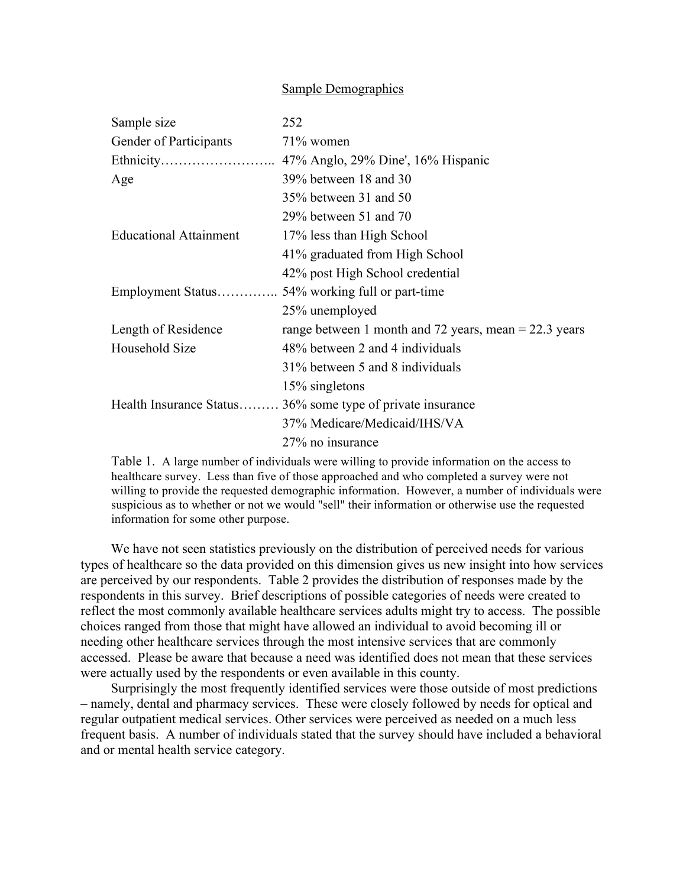<u>Sample Demographics</u>

| | |
|---|---|
| Sample size | 252 |
| Gender of Participants | 71% women |
| Ethnicity…………………….. | 47% Anglo, 29% Dine', 16% Hispanic |
| Age | 39% between 18 and 30 |
| | 35% between 31 and 50 |
| | 29% between 51 and 70 |
| Educational Attainment | 17% less than High School |
| | 41% graduated from High School |
| | 42% post High School credential |
| Employment Status………….. | 54% working full or part-time |
| | 25% unemployed |
| Length of Residence | range between 1 month and 72 years, mean = 22.3 years |
| Household Size | 48% between 2 and 4 individuals |
| | 31% between 5 and 8 individuals |
| | 15% singletons |
| Health Insurance Status……… | 36% some type of private insurance |
| | 37% Medicare/Medicaid/IHS/VA |
| | 27% no insurance |

Table 1. A large number of individuals were willing to provide information on the access to healthcare survey. Less than five of those approached and who completed a survey were not willing to provide the requested demographic information. However, a number of individuals were suspicious as to whether or not we would "sell" their information or otherwise use the requested information for some other purpose.

We have not seen statistics previously on the distribution of perceived needs for various types of healthcare so the data provided on this dimension gives us new insight into how services are perceived by our respondents. Table 2 provides the distribution of responses made by the respondents in this survey. Brief descriptions of possible categories of needs were created to reflect the most commonly available healthcare services adults might try to access. The possible choices ranged from those that might have allowed an individual to avoid becoming ill or needing other healthcare services through the most intensive services that are commonly accessed. Please be aware that because a need was identified does not mean that these services were actually used by the respondents or even available in this county.

Surprisingly the most frequently identified services were those outside of most predictions – namely, dental and pharmacy services. These were closely followed by needs for optical and regular outpatient medical services. Other services were perceived as needed on a much less frequent basis. A number of individuals stated that the survey should have included a behavioral and or mental health service category.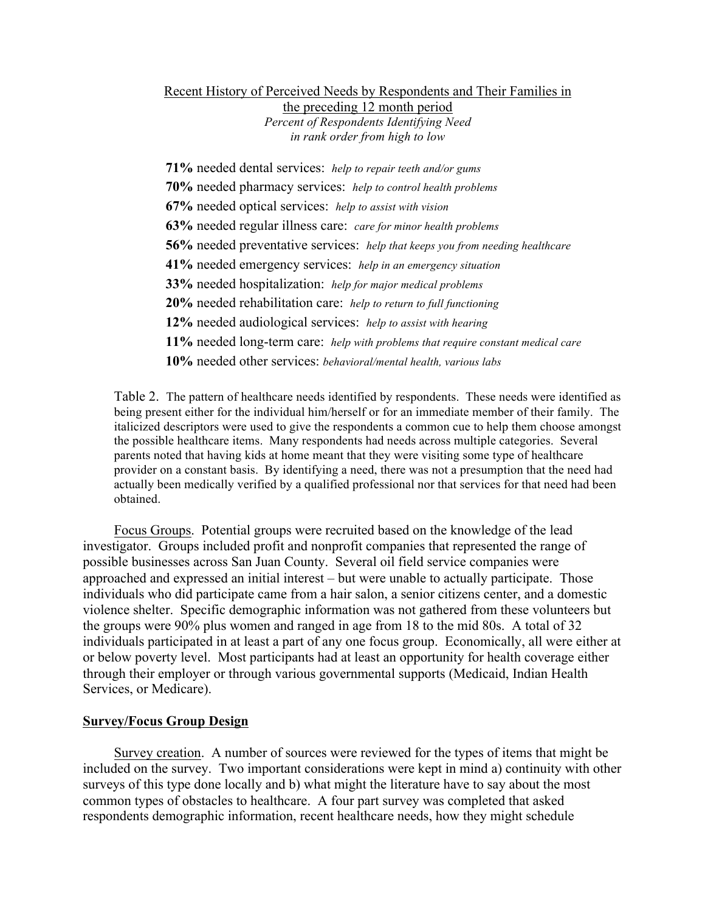Recent History of Perceived Needs by Respondents and Their Families in the preceding 12 month period

*Percent of Respondents Identifying Need in rank order from high to low*

**71%** needed dental services: *help to repair teeth and/or gums*

**70%** needed pharmacy services: *help to control health problems*

**67%** needed optical services: *help to assist with vision*

**63%** needed regular illness care: *care for minor health problems*

**56%** needed preventative services: *help that keeps you from needing healthcare*

**41%** needed emergency services: *help in an emergency situation*

**33%** needed hospitalization: *help for major medical problems*

**20%** needed rehabilitation care: *help to return to full functioning*

**12%** needed audiological services: *help to assist with hearing*

**11%** needed long-term care: *help with problems that require constant medical care*

**10%** needed other services: *behavioral/mental health, various labs*

Table 2. The pattern of healthcare needs identified by respondents. These needs were identified as being present either for the individual him/herself or for an immediate member of their family. The italicized descriptors were used to give the respondents a common cue to help them choose amongst the possible healthcare items. Many respondents had needs across multiple categories. Several parents noted that having kids at home meant that they were visiting some type of healthcare provider on a constant basis. By identifying a need, there was not a presumption that the need had actually been medically verified by a qualified professional nor that services for that need had been obtained.

Focus Groups. Potential groups were recruited based on the knowledge of the lead investigator. Groups included profit and nonprofit companies that represented the range of possible businesses across San Juan County. Several oil field service companies were approached and expressed an initial interest – but were unable to actually participate. Those individuals who did participate came from a hair salon, a senior citizens center, and a domestic violence shelter. Specific demographic information was not gathered from these volunteers but the groups were 90% plus women and ranged in age from 18 to the mid 80s. A total of 32 individuals participated in at least a part of any one focus group. Economically, all were either at or below poverty level. Most participants had at least an opportunity for health coverage either through their employer or through various governmental supports (Medicaid, Indian Health Services, or Medicare).

## Survey/Focus Group Design

Survey creation. A number of sources were reviewed for the types of items that might be included on the survey. Two important considerations were kept in mind a) continuity with other surveys of this type done locally and b) what might the literature have to say about the most common types of obstacles to healthcare. A four part survey was completed that asked respondents demographic information, recent healthcare needs, how they might schedule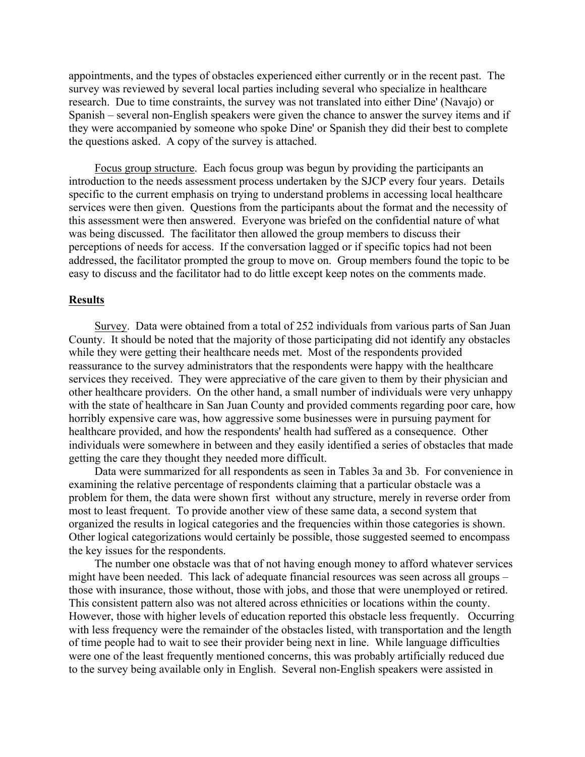appointments, and the types of obstacles experienced either currently or in the recent past. The survey was reviewed by several local parties including several who specialize in healthcare research. Due to time constraints, the survey was not translated into either Dine' (Navajo) or Spanish – several non-English speakers were given the chance to answer the survey items and if they were accompanied by someone who spoke Dine' or Spanish they did their best to complete the questions asked. A copy of the survey is attached.

Focus group structure. Each focus group was begun by providing the participants an introduction to the needs assessment process undertaken by the SJCP every four years. Details specific to the current emphasis on trying to understand problems in accessing local healthcare services were then given. Questions from the participants about the format and the necessity of this assessment were then answered. Everyone was briefed on the confidential nature of what was being discussed. The facilitator then allowed the group members to discuss their perceptions of needs for access. If the conversation lagged or if specific topics had not been addressed, the facilitator prompted the group to move on. Group members found the topic to be easy to discuss and the facilitator had to do little except keep notes on the comments made.

## Results

Survey. Data were obtained from a total of 252 individuals from various parts of San Juan County. It should be noted that the majority of those participating did not identify any obstacles while they were getting their healthcare needs met. Most of the respondents provided reassurance to the survey administrators that the respondents were happy with the healthcare services they received. They were appreciative of the care given to them by their physician and other healthcare providers. On the other hand, a small number of individuals were very unhappy with the state of healthcare in San Juan County and provided comments regarding poor care, how horribly expensive care was, how aggressive some businesses were in pursuing payment for healthcare provided, and how the respondents' health had suffered as a consequence. Other individuals were somewhere in between and they easily identified a series of obstacles that made getting the care they thought they needed more difficult.

Data were summarized for all respondents as seen in Tables 3a and 3b. For convenience in examining the relative percentage of respondents claiming that a particular obstacle was a problem for them, the data were shown first without any structure, merely in reverse order from most to least frequent. To provide another view of these same data, a second system that organized the results in logical categories and the frequencies within those categories is shown. Other logical categorizations would certainly be possible, those suggested seemed to encompass the key issues for the respondents.

The number one obstacle was that of not having enough money to afford whatever services might have been needed. This lack of adequate financial resources was seen across all groups – those with insurance, those without, those with jobs, and those that were unemployed or retired. This consistent pattern also was not altered across ethnicities or locations within the county. However, those with higher levels of education reported this obstacle less frequently. Occurring with less frequency were the remainder of the obstacles listed, with transportation and the length of time people had to wait to see their provider being next in line. While language difficulties were one of the least frequently mentioned concerns, this was probably artificially reduced due to the survey being available only in English. Several non-English speakers were assisted in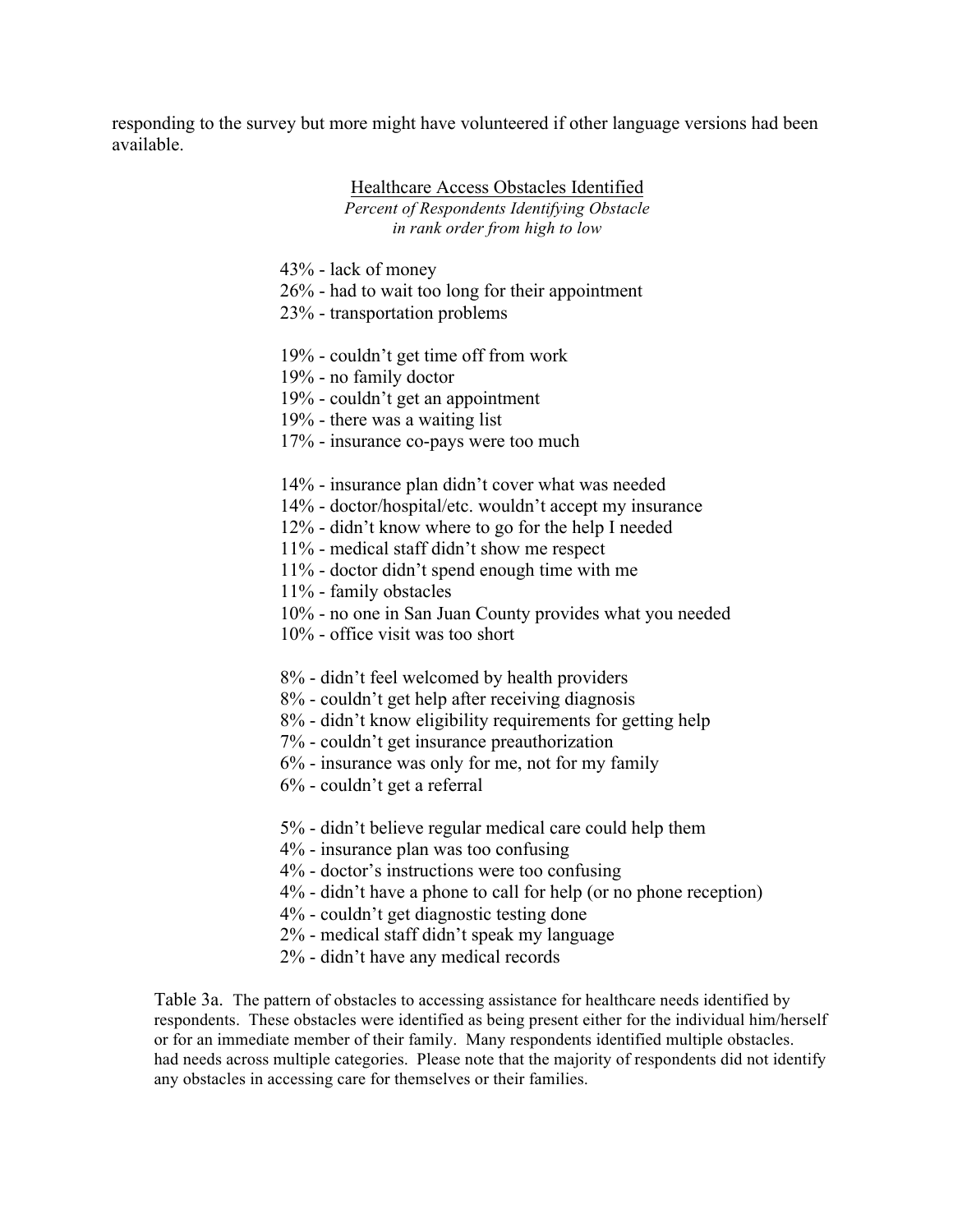responding to the survey but more might have volunteered if other language versions had been available.

<u>Healthcare Access Obstacles Identified</u>

*Percent of Respondents Identifying Obstacle in rank order from high to low*

43% - lack of money
26% - had to wait too long for their appointment
23% - transportation problems

19% - couldn't get time off from work
19% - no family doctor
19% - couldn't get an appointment
19% - there was a waiting list
17% - insurance co-pays were too much

14% - insurance plan didn't cover what was needed
14% - doctor/hospital/etc. wouldn't accept my insurance
12% - didn't know where to go for the help I needed
11% - medical staff didn't show me respect
11% - doctor didn't spend enough time with me
11% - family obstacles
10% - no one in San Juan County provides what you needed
10% - office visit was too short

8% - didn't feel welcomed by health providers
8% - couldn't get help after receiving diagnosis
8% - didn't know eligibility requirements for getting help
7% - couldn't get insurance preauthorization
6% - insurance was only for me, not for my family
6% - couldn't get a referral

5% - didn't believe regular medical care could help them
4% - insurance plan was too confusing
4% - doctor's instructions were too confusing
4% - didn't have a phone to call for help (or no phone reception)
4% - couldn't get diagnostic testing done
2% - medical staff didn't speak my language
2% - didn't have any medical records

Table 3a. The pattern of obstacles to accessing assistance for healthcare needs identified by respondents. These obstacles were identified as being present either for the individual him/herself or for an immediate member of their family. Many respondents identified multiple obstacles. had needs across multiple categories. Please note that the majority of respondents did not identify any obstacles in accessing care for themselves or their families.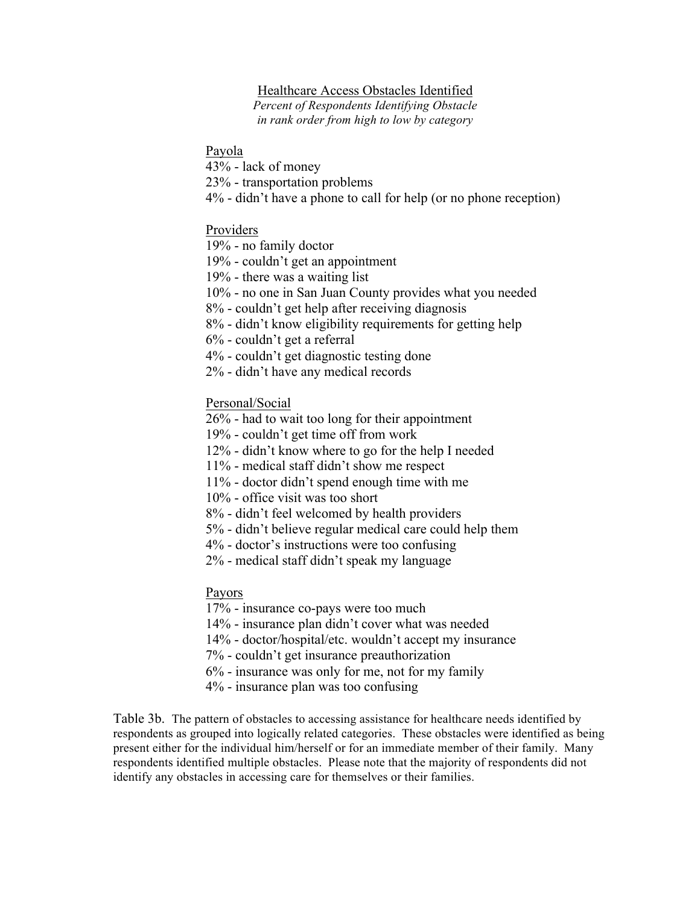## Healthcare Access Obstacles Identified

*Percent of Respondents Identifying Obstacle in rank order from high to low by category*

Payola

43% - lack of money
23% - transportation problems
4% - didn't have a phone to call for help (or no phone reception)

Providers

19% - no family doctor
19% - couldn't get an appointment
19% - there was a waiting list
10% - no one in San Juan County provides what you needed
8% - couldn't get help after receiving diagnosis
8% - didn't know eligibility requirements for getting help
6% - couldn't get a referral
4% - couldn't get diagnostic testing done
2% - didn't have any medical records

Personal/Social

26% - had to wait too long for their appointment
19% - couldn't get time off from work
12% - didn't know where to go for the help I needed
11% - medical staff didn't show me respect
11% - doctor didn't spend enough time with me
10% - office visit was too short
8% - didn't feel welcomed by health providers
5% - didn't believe regular medical care could help them
4% - doctor's instructions were too confusing
2% - medical staff didn't speak my language

Payors

17% - insurance co-pays were too much
14% - insurance plan didn't cover what was needed
14% - doctor/hospital/etc. wouldn't accept my insurance
7% - couldn't get insurance preauthorization
6% - insurance was only for me, not for my family
4% - insurance plan was too confusing

Table 3b. The pattern of obstacles to accessing assistance for healthcare needs identified by respondents as grouped into logically related categories. These obstacles were identified as being present either for the individual him/herself or for an immediate member of their family. Many respondents identified multiple obstacles. Please note that the majority of respondents did not identify any obstacles in accessing care for themselves or their families.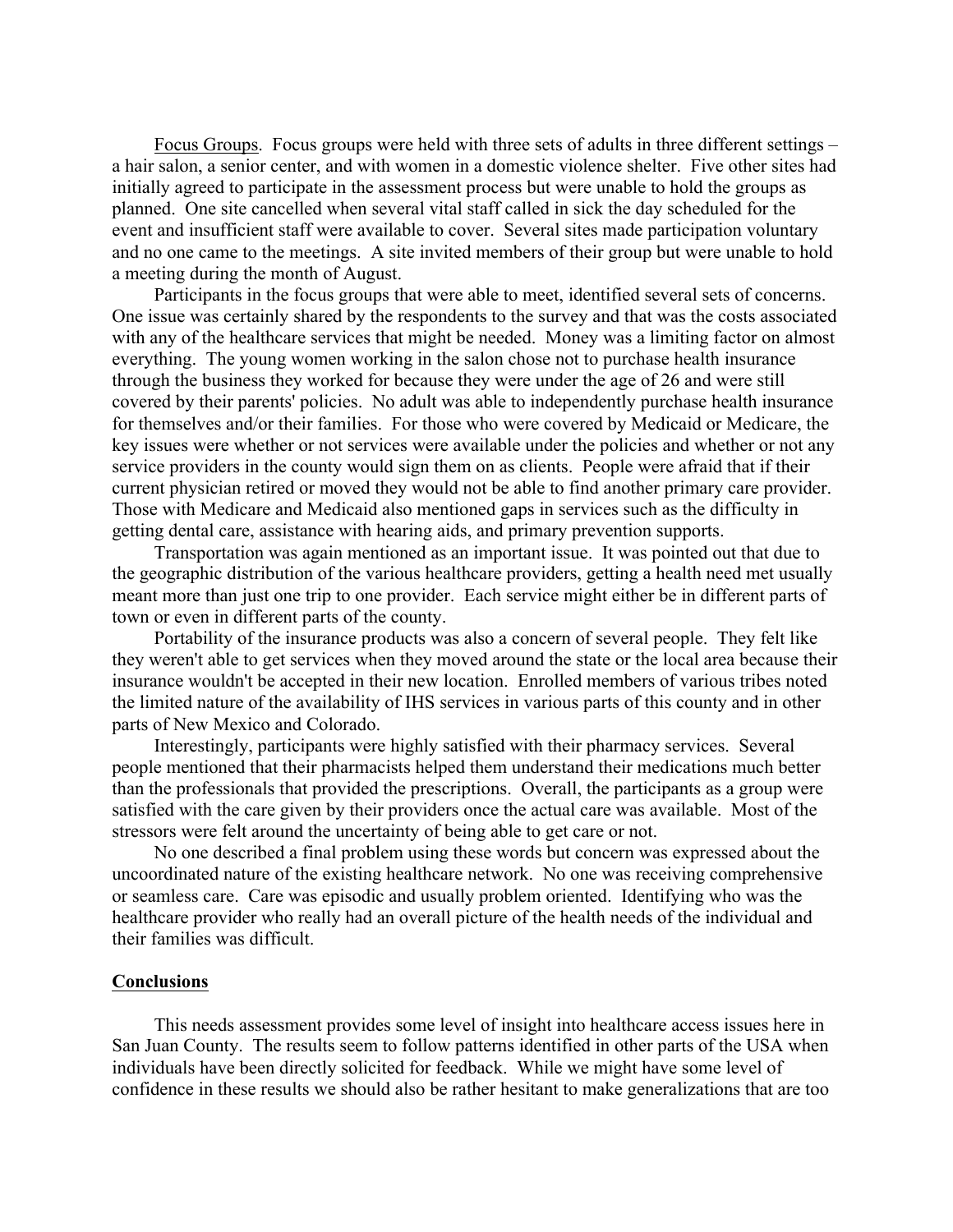<u>Focus Groups</u>. Focus groups were held with three sets of adults in three different settings – a hair salon, a senior center, and with women in a domestic violence shelter. Five other sites had initially agreed to participate in the assessment process but were unable to hold the groups as planned. One site cancelled when several vital staff called in sick the day scheduled for the event and insufficient staff were available to cover. Several sites made participation voluntary and no one came to the meetings. A site invited members of their group but were unable to hold a meeting during the month of August.

Participants in the focus groups that were able to meet, identified several sets of concerns. One issue was certainly shared by the respondents to the survey and that was the costs associated with any of the healthcare services that might be needed. Money was a limiting factor on almost everything. The young women working in the salon chose not to purchase health insurance through the business they worked for because they were under the age of 26 and were still covered by their parents' policies. No adult was able to independently purchase health insurance for themselves and/or their families. For those who were covered by Medicaid or Medicare, the key issues were whether or not services were available under the policies and whether or not any service providers in the county would sign them on as clients. People were afraid that if their current physician retired or moved they would not be able to find another primary care provider. Those with Medicare and Medicaid also mentioned gaps in services such as the difficulty in getting dental care, assistance with hearing aids, and primary prevention supports.

Transportation was again mentioned as an important issue. It was pointed out that due to the geographic distribution of the various healthcare providers, getting a health need met usually meant more than just one trip to one provider. Each service might either be in different parts of town or even in different parts of the county.

Portability of the insurance products was also a concern of several people. They felt like they weren't able to get services when they moved around the state or the local area because their insurance wouldn't be accepted in their new location. Enrolled members of various tribes noted the limited nature of the availability of IHS services in various parts of this county and in other parts of New Mexico and Colorado.

Interestingly, participants were highly satisfied with their pharmacy services. Several people mentioned that their pharmacists helped them understand their medications much better than the professionals that provided the prescriptions. Overall, the participants as a group were satisfied with the care given by their providers once the actual care was available. Most of the stressors were felt around the uncertainty of being able to get care or not.

No one described a final problem using these words but concern was expressed about the uncoordinated nature of the existing healthcare network. No one was receiving comprehensive or seamless care. Care was episodic and usually problem oriented. Identifying who was the healthcare provider who really had an overall picture of the health needs of the individual and their families was difficult.

## Conclusions

This needs assessment provides some level of insight into healthcare access issues here in San Juan County. The results seem to follow patterns identified in other parts of the USA when individuals have been directly solicited for feedback. While we might have some level of confidence in these results we should also be rather hesitant to make generalizations that are too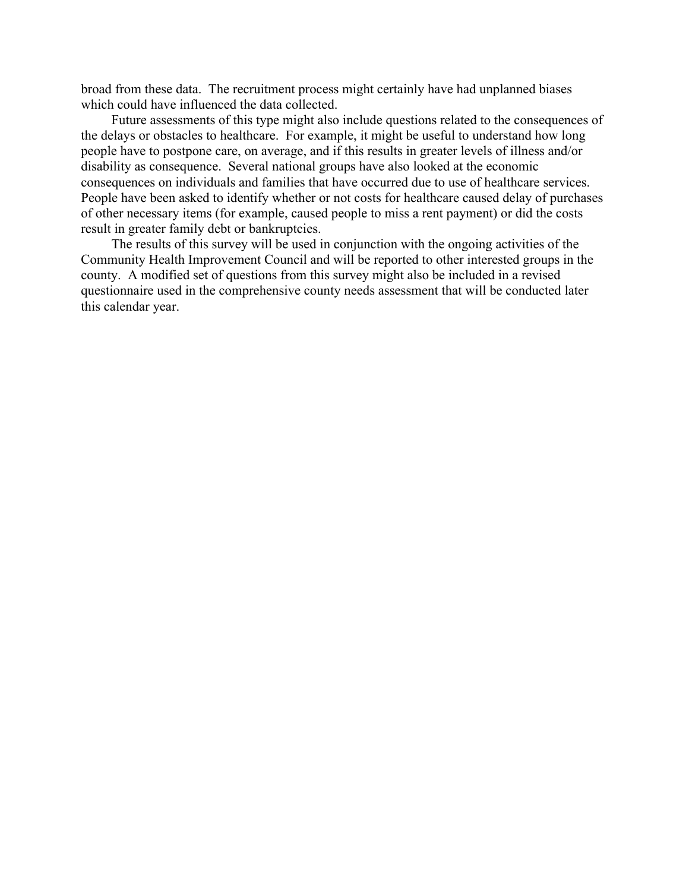broad from these data. The recruitment process might certainly have had unplanned biases which could have influenced the data collected.

Future assessments of this type might also include questions related to the consequences of the delays or obstacles to healthcare. For example, it might be useful to understand how long people have to postpone care, on average, and if this results in greater levels of illness and/or disability as consequence. Several national groups have also looked at the economic consequences on individuals and families that have occurred due to use of healthcare services. People have been asked to identify whether or not costs for healthcare caused delay of purchases of other necessary items (for example, caused people to miss a rent payment) or did the costs result in greater family debt or bankruptcies.

The results of this survey will be used in conjunction with the ongoing activities of the Community Health Improvement Council and will be reported to other interested groups in the county. A modified set of questions from this survey might also be included in a revised questionnaire used in the comprehensive county needs assessment that will be conducted later this calendar year.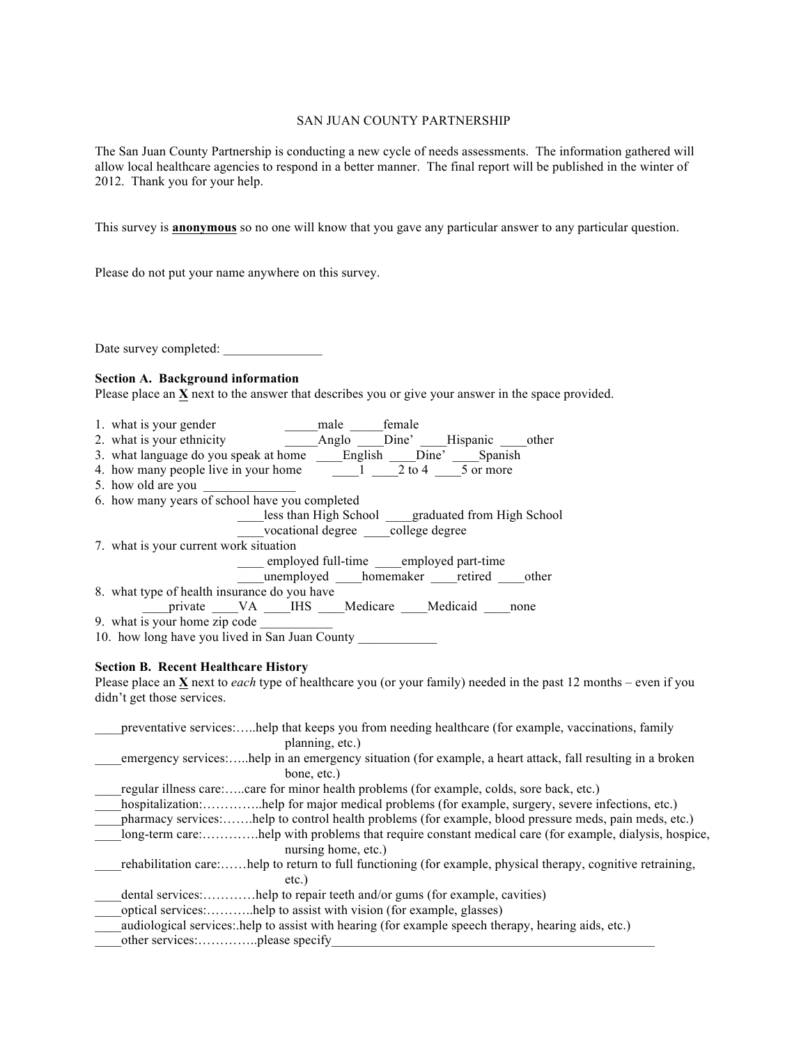SAN JUAN COUNTY PARTNERSHIP

The San Juan County Partnership is conducting a new cycle of needs assessments. The information gathered will allow local healthcare agencies to respond in a better manner. The final report will be published in the winter of 2012. Thank you for your help.

This survey is **anonymous** so no one will know that you gave any particular answer to any particular question.

Please do not put your name anywhere on this survey.

Date survey completed: _______________

**Section A. Background information**

Please place an **X** next to the answer that describes you or give your answer in the space provided.

1. what is your gender _____male _____female
2. what is your ethnicity _____Anglo ____Dine' ____Hispanic ____other
3. what language do you speak at home ____English ____Dine' ____Spanish
4. how many people live in your home ____1 ____2 to 4 ____5 or more
5. how old are you ______________
6. how many years of school have you completed
   ____less than High School ____graduated from High School
   ____vocational degree ____college degree
7. what is your current work situation
   ____ employed full-time ____employed part-time
   ____unemployed ____homemaker ____retired ____other
8. what type of health insurance do you have
   ____private ____VA ____IHS ____Medicare ____Medicaid ____none
9. what is your home zip code ___________
10. how long have you lived in San Juan County ____________

**Section B. Recent Healthcare History**

Please place an **X** next to *each* type of healthcare you (or your family) needed in the past 12 months – even if you didn't get those services.

____preventative services:…..help that keeps you from needing healthcare (for example, vaccinations, family planning, etc.)
____emergency services:…..help in an emergency situation (for example, a heart attack, fall resulting in a broken bone, etc.)
____regular illness care:…..care for minor health problems (for example, colds, sore back, etc.)
____hospitalization:…………..help for major medical problems (for example, surgery, severe infections, etc.)
____pharmacy services:…….help to control health problems (for example, blood pressure meds, pain meds, etc.)
____long-term care:………….help with problems that require constant medical care (for example, dialysis, hospice, nursing home, etc.)
____rehabilitation care:……help to return to full functioning (for example, physical therapy, cognitive retraining, etc.)
____dental services:…………help to repair teeth and/or gums (for example, cavities)
____optical services:………..help to assist with vision (for example, glasses)
____audiological services:.help to assist with hearing (for example speech therapy, hearing aids, etc.)
____other services:…………..please specify___________________________________________________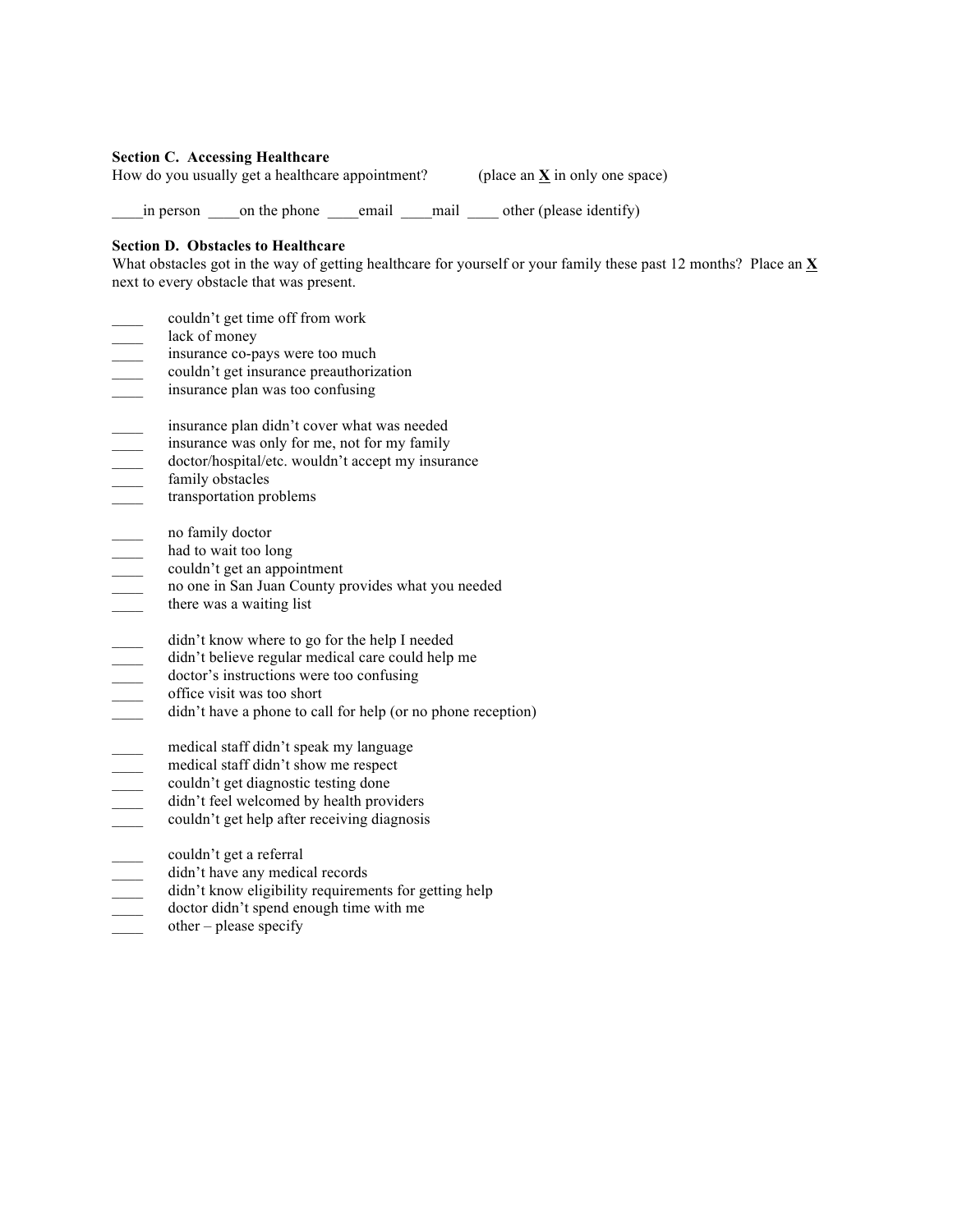**Section C. Accessing Healthcare**

How do you usually get a healthcare appointment? (place an **X** in only one space)

____in person ____on the phone ____email ____mail ____ other (please identify)

**Section D. Obstacles to Healthcare**

What obstacles got in the way of getting healthcare for yourself or your family these past 12 months? Place an **X** next to every obstacle that was present.

____ couldn't get time off from work
____ lack of money
____ insurance co-pays were too much
____ couldn't get insurance preauthorization
____ insurance plan was too confusing

____ insurance plan didn't cover what was needed
____ insurance was only for me, not for my family
____ doctor/hospital/etc. wouldn't accept my insurance
____ family obstacles
____ transportation problems

____ no family doctor
____ had to wait too long
____ couldn't get an appointment
____ no one in San Juan County provides what you needed
____ there was a waiting list

____ didn't know where to go for the help I needed
____ didn't believe regular medical care could help me
____ doctor's instructions were too confusing
____ office visit was too short
____ didn't have a phone to call for help (or no phone reception)

____ medical staff didn't speak my language
____ medical staff didn't show me respect
____ couldn't get diagnostic testing done
____ didn't feel welcomed by health providers
____ couldn't get help after receiving diagnosis

____ couldn't get a referral
____ didn't have any medical records
____ didn't know eligibility requirements for getting help
____ doctor didn't spend enough time with me
____ other – please specify